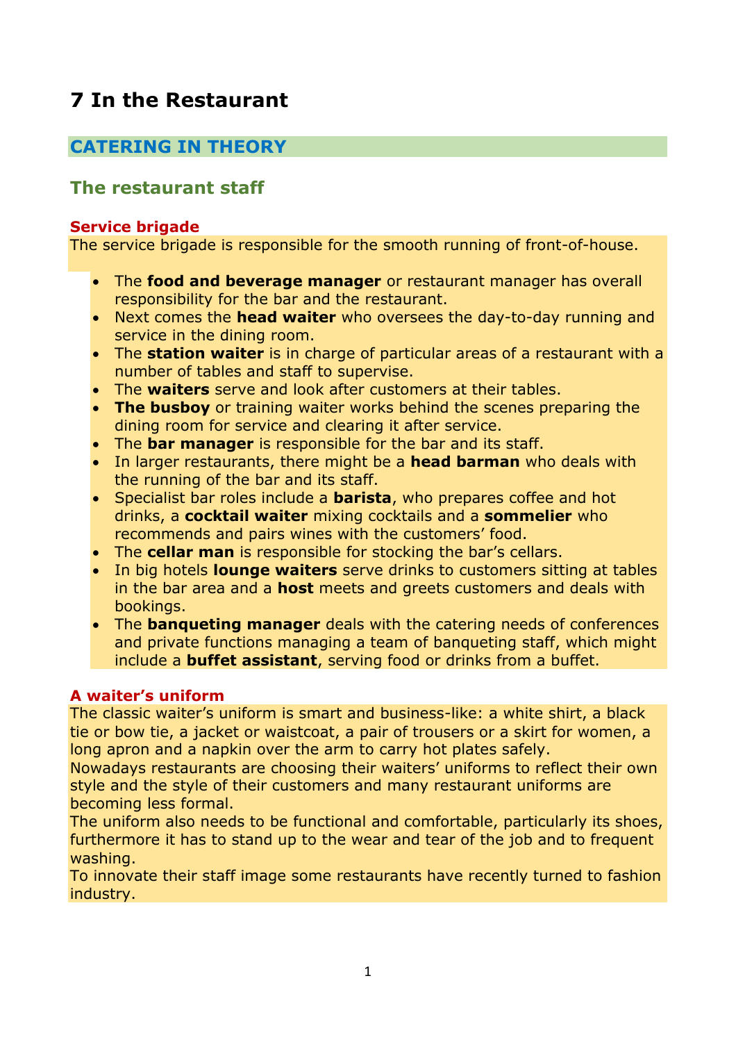# 7 In the Restaurant

## CATERING IN THEORY

## The restaurant staff

### Service brigade

The service brigade is responsible for the smooth running of front-of-house.

- The **food and beverage manager** or restaurant manager has overall responsibility for the bar and the restaurant.
- Next comes the **head waiter** who oversees the day-to-day running and service in the dining room.
- The **station waiter** is in charge of particular areas of a restaurant with a number of tables and staff to supervise.
- The **waiters** serve and look after customers at their tables.
- **The busboy** or training waiter works behind the scenes preparing the dining room for service and clearing it after service.
- The **bar manager** is responsible for the bar and its staff.
- In larger restaurants, there might be a **head barman** who deals with the running of the bar and its staff.
- Specialist bar roles include a **barista**, who prepares coffee and hot drinks, a **cocktail waiter** mixing cocktails and a **sommelier** who recommends and pairs wines with the customers' food.
- The **cellar man** is responsible for stocking the bar's cellars.
- In big hotels **lounge waiters** serve drinks to customers sitting at tables in the bar area and a **host** meets and greets customers and deals with bookings.
- The **banqueting manager** deals with the catering needs of conferences and private functions managing a team of banqueting staff, which might include a **buffet assistant**, serving food or drinks from a buffet.

### A waiter's uniform

The classic waiter's uniform is smart and business-like: a white shirt, a black tie or bow tie, a jacket or waistcoat, a pair of trousers or a skirt for women, a long apron and a napkin over the arm to carry hot plates safely.
Nowadays restaurants are choosing their waiters' uniforms to reflect their own style and the style of their customers and many restaurant uniforms are becoming less formal.
The uniform also needs to be functional and comfortable, particularly its shoes, furthermore it has to stand up to the wear and tear of the job and to frequent washing.
To innovate their staff image some restaurants have recently turned to fashion industry.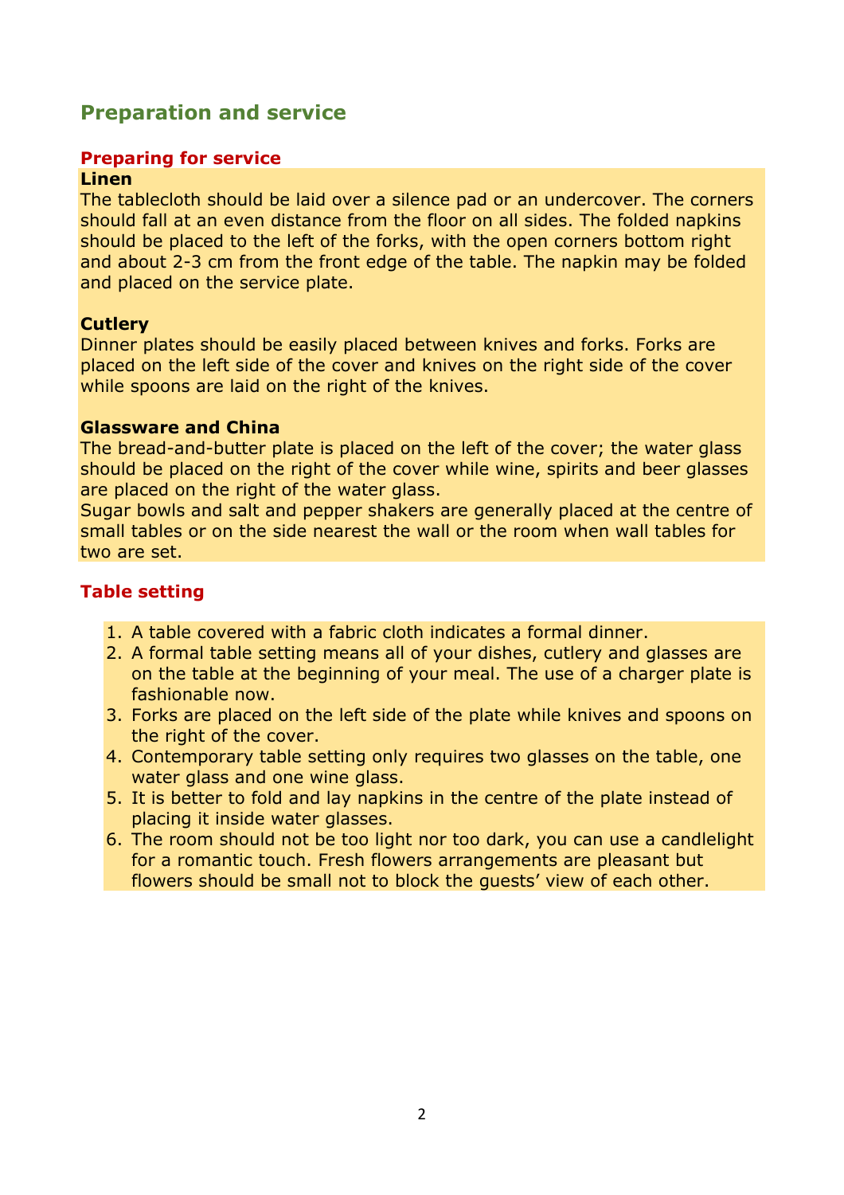## Preparation and service

### Preparing for service

**Linen**

The tablecloth should be laid over a silence pad or an undercover. The corners should fall at an even distance from the floor on all sides. The folded napkins should be placed to the left of the forks, with the open corners bottom right and about 2-3 cm from the front edge of the table. The napkin may be folded and placed on the service plate.

**Cutlery**

Dinner plates should be easily placed between knives and forks. Forks are placed on the left side of the cover and knives on the right side of the cover while spoons are laid on the right of the knives.

**Glassware and China**

The bread-and-butter plate is placed on the left of the cover; the water glass should be placed on the right of the cover while wine, spirits and beer glasses are placed on the right of the water glass.

Sugar bowls and salt and pepper shakers are generally placed at the centre of small tables or on the side nearest the wall or the room when wall tables for two are set.

### Table setting

1. A table covered with a fabric cloth indicates a formal dinner.
2. A formal table setting means all of your dishes, cutlery and glasses are on the table at the beginning of your meal. The use of a charger plate is fashionable now.
3. Forks are placed on the left side of the plate while knives and spoons on the right of the cover.
4. Contemporary table setting only requires two glasses on the table, one water glass and one wine glass.
5. It is better to fold and lay napkins in the centre of the plate instead of placing it inside water glasses.
6. The room should not be too light nor too dark, you can use a candlelight for a romantic touch. Fresh flowers arrangements are pleasant but flowers should be small not to block the guests' view of each other.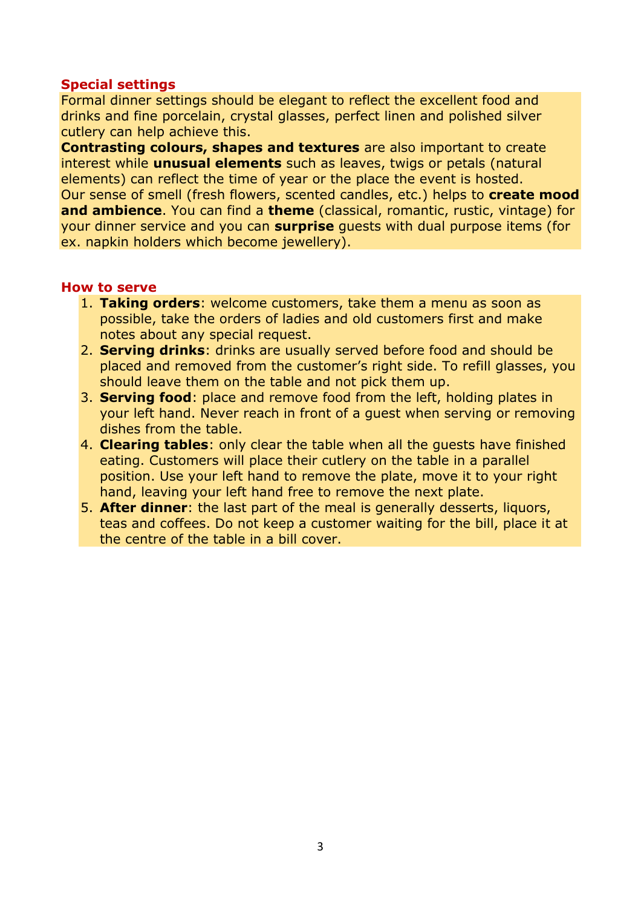## Special settings

Formal dinner settings should be elegant to reflect the excellent food and drinks and fine porcelain, crystal glasses, perfect linen and polished silver cutlery can help achieve this.

**Contrasting colours, shapes and textures** are also important to create interest while **unusual elements** such as leaves, twigs or petals (natural elements) can reflect the time of year or the place the event is hosted.

Our sense of smell (fresh flowers, scented candles, etc.) helps to **create mood and ambience**. You can find a **theme** (classical, romantic, rustic, vintage) for your dinner service and you can **surprise** guests with dual purpose items (for ex. napkin holders which become jewellery).

## How to serve

1. **Taking orders**: welcome customers, take them a menu as soon as possible, take the orders of ladies and old customers first and make notes about any special request.
2. **Serving drinks**: drinks are usually served before food and should be placed and removed from the customer's right side. To refill glasses, you should leave them on the table and not pick them up.
3. **Serving food**: place and remove food from the left, holding plates in your left hand. Never reach in front of a guest when serving or removing dishes from the table.
4. **Clearing tables**: only clear the table when all the guests have finished eating. Customers will place their cutlery on the table in a parallel position. Use your left hand to remove the plate, move it to your right hand, leaving your left hand free to remove the next plate.
5. **After dinner**: the last part of the meal is generally desserts, liquors, teas and coffees. Do not keep a customer waiting for the bill, place it at the centre of the table in a bill cover.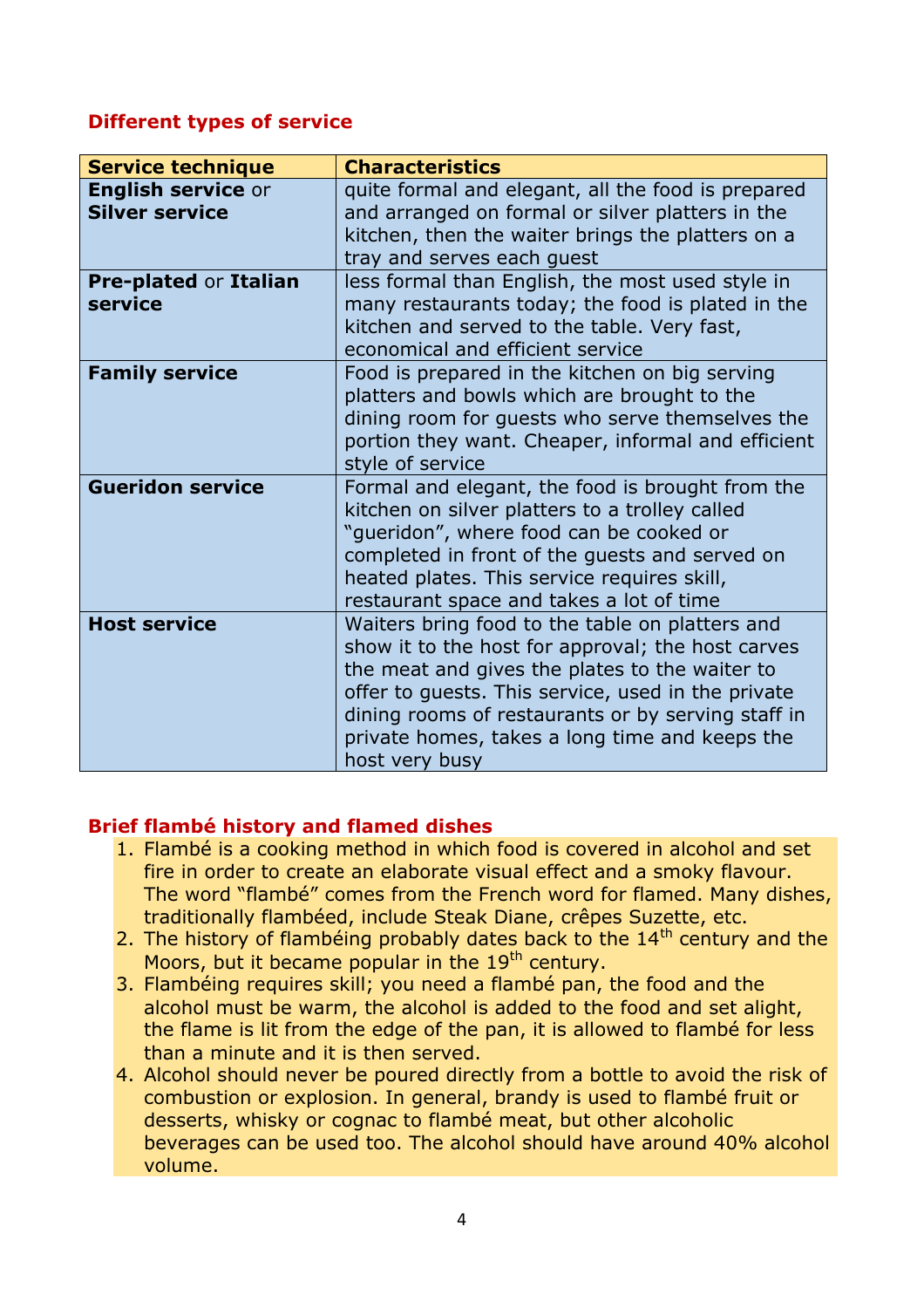## Different types of service

| Service technique | Characteristics |
|---|---|
| **English service** or **Silver service** | quite formal and elegant, all the food is prepared and arranged on formal or silver platters in the kitchen, then the waiter brings the platters on a tray and serves each guest |
| **Pre-plated** or **Italian service** | less formal than English, the most used style in many restaurants today; the food is plated in the kitchen and served to the table. Very fast, economical and efficient service |
| **Family service** | Food is prepared in the kitchen on big serving platters and bowls which are brought to the dining room for guests who serve themselves the portion they want. Cheaper, informal and efficient style of service |
| **Gueridon service** | Formal and elegant, the food is brought from the kitchen on silver platters to a trolley called "gueridon", where food can be cooked or completed in front of the guests and served on heated plates. This service requires skill, restaurant space and takes a lot of time |
| **Host service** | Waiters bring food to the table on platters and show it to the host for approval; the host carves the meat and gives the plates to the waiter to offer to guests. This service, used in the private dining rooms of restaurants or by serving staff in private homes, takes a long time and keeps the host very busy |

## Brief flambé history and flamed dishes

1. Flambé is a cooking method in which food is covered in alcohol and set fire in order to create an elaborate visual effect and a smoky flavour. The word "flambé" comes from the French word for flamed. Many dishes, traditionally flambéed, include Steak Diane, crêpes Suzette, etc.
2. The history of flambéing probably dates back to the 14th century and the Moors, but it became popular in the 19th century.
3. Flambéing requires skill; you need a flambé pan, the food and the alcohol must be warm, the alcohol is added to the food and set alight, the flame is lit from the edge of the pan, it is allowed to flambé for less than a minute and it is then served.
4. Alcohol should never be poured directly from a bottle to avoid the risk of combustion or explosion. In general, brandy is used to flambé fruit or desserts, whisky or cognac to flambé meat, but other alcoholic beverages can be used too. The alcohol should have around 40% alcohol volume.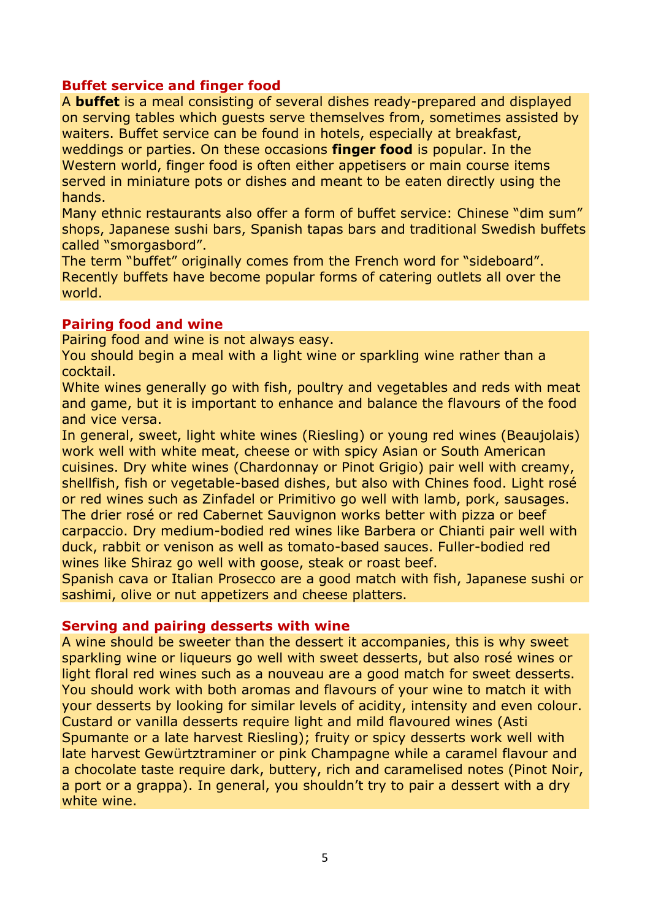## Buffet service and finger food

A **buffet** is a meal consisting of several dishes ready-prepared and displayed on serving tables which guests serve themselves from, sometimes assisted by waiters. Buffet service can be found in hotels, especially at breakfast, weddings or parties. On these occasions **finger food** is popular. In the Western world, finger food is often either appetisers or main course items served in miniature pots or dishes and meant to be eaten directly using the hands.

Many ethnic restaurants also offer a form of buffet service: Chinese "dim sum" shops, Japanese sushi bars, Spanish tapas bars and traditional Swedish buffets called "smorgasbord".

The term "buffet" originally comes from the French word for "sideboard". Recently buffets have become popular forms of catering outlets all over the world.

## Pairing food and wine

Pairing food and wine is not always easy.

You should begin a meal with a light wine or sparkling wine rather than a cocktail.

White wines generally go with fish, poultry and vegetables and reds with meat and game, but it is important to enhance and balance the flavours of the food and vice versa.

In general, sweet, light white wines (Riesling) or young red wines (Beaujolais) work well with white meat, cheese or with spicy Asian or South American cuisines. Dry white wines (Chardonnay or Pinot Grigio) pair well with creamy, shellfish, fish or vegetable-based dishes, but also with Chines food. Light rosé or red wines such as Zinfadel or Primitivo go well with lamb, pork, sausages. The drier rosé or red Cabernet Sauvignon works better with pizza or beef carpaccio. Dry medium-bodied red wines like Barbera or Chianti pair well with duck, rabbit or venison as well as tomato-based sauces. Fuller-bodied red wines like Shiraz go well with goose, steak or roast beef.

Spanish cava or Italian Prosecco are a good match with fish, Japanese sushi or sashimi, olive or nut appetizers and cheese platters.

## Serving and pairing desserts with wine

A wine should be sweeter than the dessert it accompanies, this is why sweet sparkling wine or liqueurs go well with sweet desserts, but also rosé wines or light floral red wines such as a nouveau are a good match for sweet desserts. You should work with both aromas and flavours of your wine to match it with your desserts by looking for similar levels of acidity, intensity and even colour. Custard or vanilla desserts require light and mild flavoured wines (Asti Spumante or a late harvest Riesling); fruity or spicy desserts work well with late harvest Gewürztraminer or pink Champagne while a caramel flavour and a chocolate taste require dark, buttery, rich and caramelised notes (Pinot Noir, a port or a grappa). In general, you shouldn't try to pair a dessert with a dry white wine.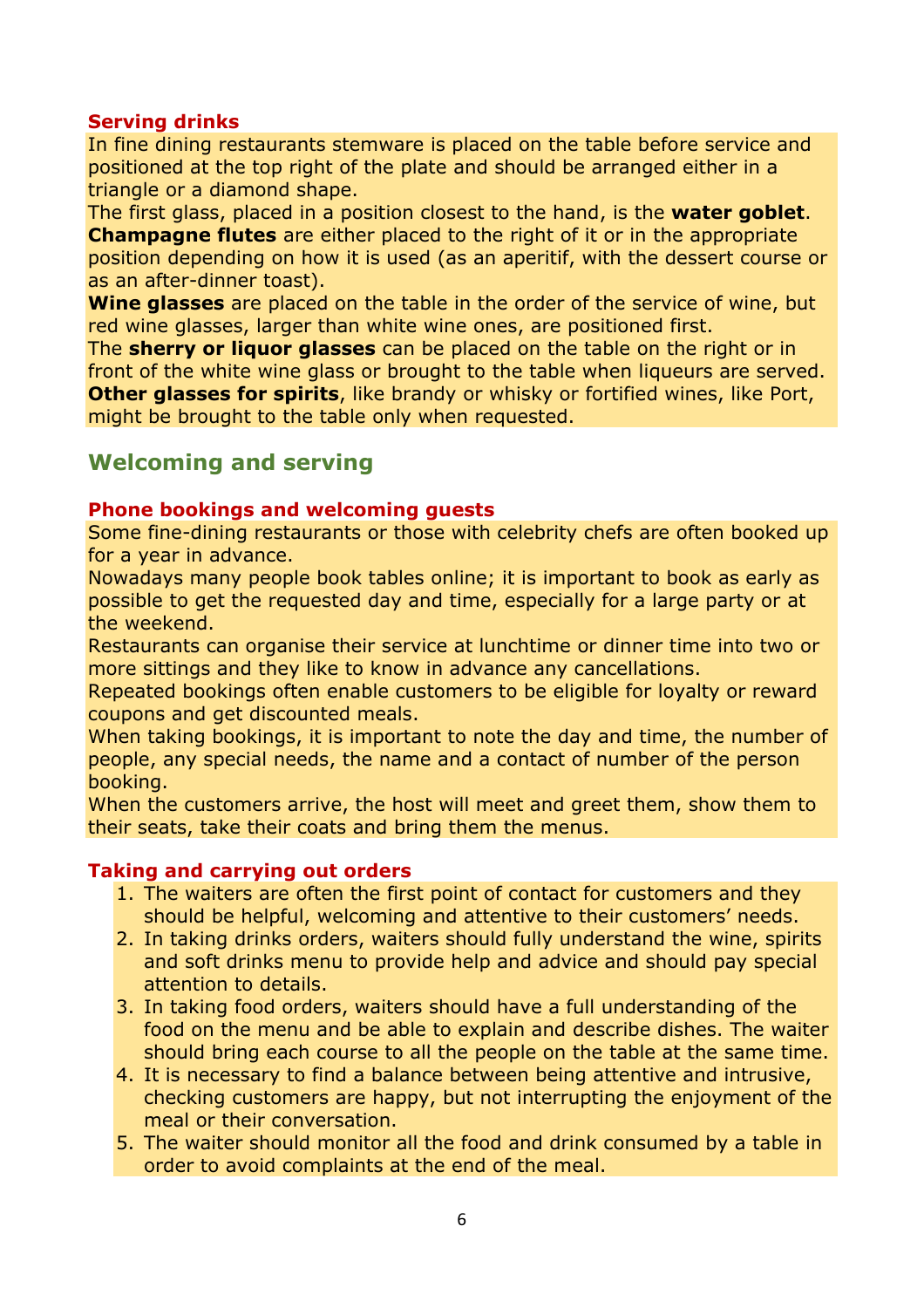### Serving drinks

In fine dining restaurants stemware is placed on the table before service and positioned at the top right of the plate and should be arranged either in a triangle or a diamond shape.

The first glass, placed in a position closest to the hand, is the **water goblet**.

**Champagne flutes** are either placed to the right of it or in the appropriate position depending on how it is used (as an aperitif, with the dessert course or as an after-dinner toast).

**Wine glasses** are placed on the table in the order of the service of wine, but red wine glasses, larger than white wine ones, are positioned first.

The **sherry or liquor glasses** can be placed on the table on the right or in front of the white wine glass or brought to the table when liqueurs are served.

**Other glasses for spirits**, like brandy or whisky or fortified wines, like Port, might be brought to the table only when requested.

## Welcoming and serving

### Phone bookings and welcoming guests

Some fine-dining restaurants or those with celebrity chefs are often booked up for a year in advance.

Nowadays many people book tables online; it is important to book as early as possible to get the requested day and time, especially for a large party or at the weekend.

Restaurants can organise their service at lunchtime or dinner time into two or more sittings and they like to know in advance any cancellations.

Repeated bookings often enable customers to be eligible for loyalty or reward coupons and get discounted meals.

When taking bookings, it is important to note the day and time, the number of people, any special needs, the name and a contact of number of the person booking.

When the customers arrive, the host will meet and greet them, show them to their seats, take their coats and bring them the menus.

### Taking and carrying out orders

1. The waiters are often the first point of contact for customers and they should be helpful, welcoming and attentive to their customers' needs.
2. In taking drinks orders, waiters should fully understand the wine, spirits and soft drinks menu to provide help and advice and should pay special attention to details.
3. In taking food orders, waiters should have a full understanding of the food on the menu and be able to explain and describe dishes. The waiter should bring each course to all the people on the table at the same time.
4. It is necessary to find a balance between being attentive and intrusive, checking customers are happy, but not interrupting the enjoyment of the meal or their conversation.
5. The waiter should monitor all the food and drink consumed by a table in order to avoid complaints at the end of the meal.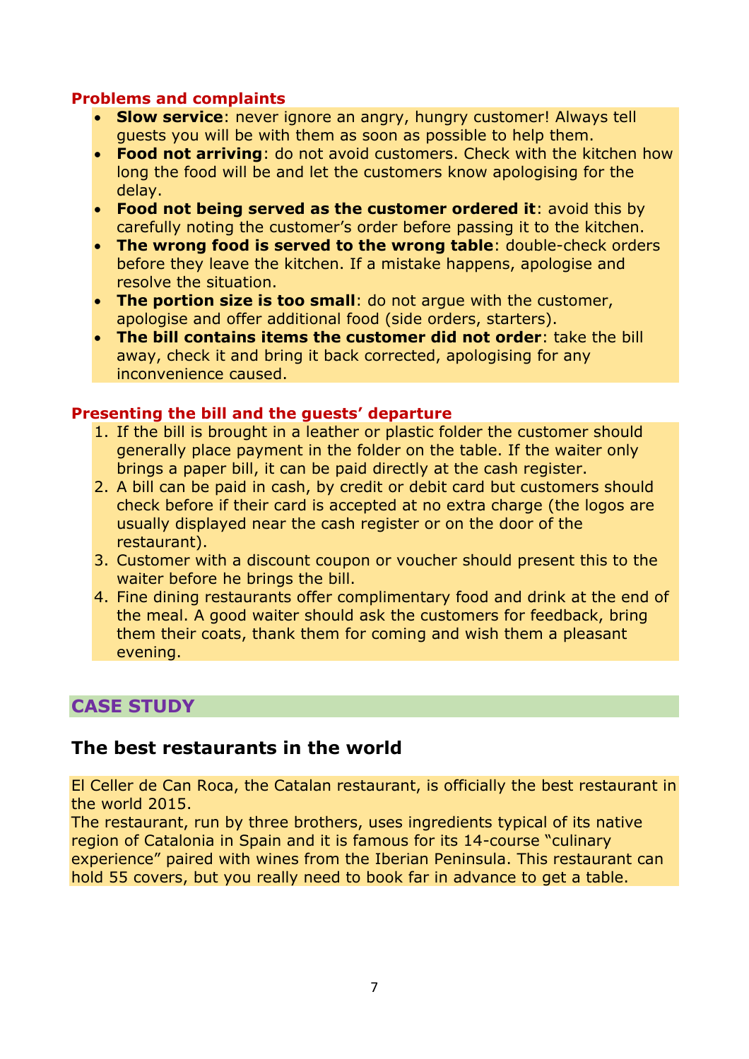### Problems and complaints

- **Slow service**: never ignore an angry, hungry customer! Always tell guests you will be with them as soon as possible to help them.
- **Food not arriving**: do not avoid customers. Check with the kitchen how long the food will be and let the customers know apologising for the delay.
- **Food not being served as the customer ordered it**: avoid this by carefully noting the customer's order before passing it to the kitchen.
- **The wrong food is served to the wrong table**: double-check orders before they leave the kitchen. If a mistake happens, apologise and resolve the situation.
- **The portion size is too small**: do not argue with the customer, apologise and offer additional food (side orders, starters).
- **The bill contains items the customer did not order**: take the bill away, check it and bring it back corrected, apologising for any inconvenience caused.

### Presenting the bill and the guests' departure

1. If the bill is brought in a leather or plastic folder the customer should generally place payment in the folder on the table. If the waiter only brings a paper bill, it can be paid directly at the cash register.
2. A bill can be paid in cash, by credit or debit card but customers should check before if their card is accepted at no extra charge (the logos are usually displayed near the cash register or on the door of the restaurant).
3. Customer with a discount coupon or voucher should present this to the waiter before he brings the bill.
4. Fine dining restaurants offer complimentary food and drink at the end of the meal. A good waiter should ask the customers for feedback, bring them their coats, thank them for coming and wish them a pleasant evening.

## CASE STUDY

## The best restaurants in the world

El Celler de Can Roca, the Catalan restaurant, is officially the best restaurant in the world 2015.
The restaurant, run by three brothers, uses ingredients typical of its native region of Catalonia in Spain and it is famous for its 14-course "culinary experience" paired with wines from the Iberian Peninsula. This restaurant can hold 55 covers, but you really need to book far in advance to get a table.